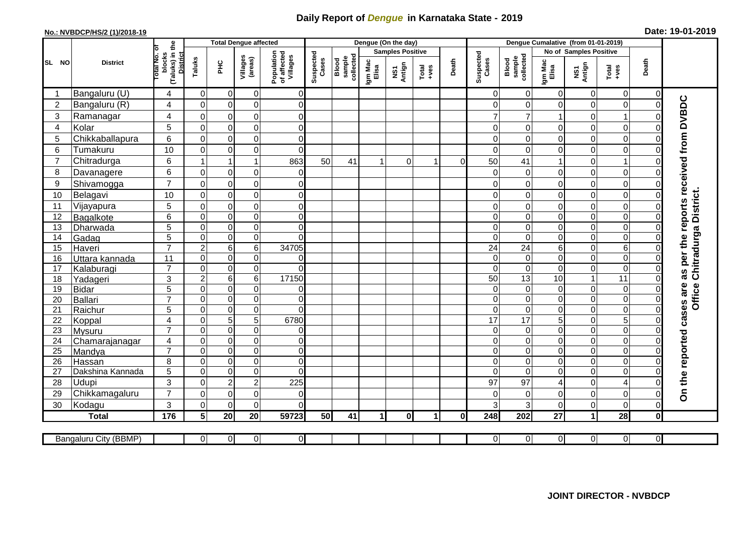# Daily Report of *Dengue* in Karnataka State - 2019

**No.: NVBDCP/HS/2 (1)/2018-19**

**Date: 19-01-2019**

| SL NO | District | Total No. of blocks (Taluks) in the District | Total Dengue affected | | | | Dengue (On the day) | | | | | | | Dengue Cumalative (from 01-01-2019) | | | | | | | |
|---|---|---|---|---|---|---|---|---|---|---|---|---|---|---|---|---|---|---|---|---|
| | | | Taluks | PHC | Villages (areas) | Population of affected Villages | Suspected Cases | Blood sample collected | Samples Positive | | | Death | Suspected Cases | Blood sample collected | No of Samples Positive | | | Death | |
| | | | | | | | | | Igm Mac Elisa | NS1 Antign | Total +ves | | | | Igm Mac Elisa | NS1 Antign | Total +ves | | |
| 1 | Bangaluru (U) | 4 | 0 | 0 | 0 | 0 | | | | | | | 0 | 0 | 0 | 0 | 0 | 0 | On the reported cases are as per the reports received from DVBDC Office Chitradurga District. |
| 2 | Bangaluru (R) | 4 | 0 | 0 | 0 | 0 | | | | | | | 0 | 0 | 0 | 0 | 0 | 0 | |
| 3 | Ramanagar | 4 | 0 | 0 | 0 | 0 | | | | | | | 7 | 7 | 1 | 0 | 1 | 0 | |
| 4 | Kolar | 5 | 0 | 0 | 0 | 0 | | | | | | | 0 | 0 | 0 | 0 | 0 | 0 | |
| 5 | Chikkaballapura | 6 | 0 | 0 | 0 | 0 | | | | | | | 0 | 0 | 0 | 0 | 0 | 0 | |
| 6 | Tumakuru | 10 | 0 | 0 | 0 | 0 | | | | | | | 0 | 0 | 0 | 0 | 0 | 0 | |
| 7 | Chitradurga | 6 | 1 | 1 | 1 | 863 | 50 | 41 | 1 | 0 | 1 | 0 | 50 | 41 | 1 | 0 | 1 | 0 | |
| 8 | Davanagere | 6 | 0 | 0 | 0 | 0 | | | | | | | 0 | 0 | 0 | 0 | 0 | 0 | |
| 9 | Shivamogga | 7 | 0 | 0 | 0 | 0 | | | | | | | 0 | 0 | 0 | 0 | 0 | 0 | |
| 10 | Belagavi | 10 | 0 | 0 | 0 | 0 | | | | | | | 0 | 0 | 0 | 0 | 0 | 0 | |
| 11 | Vijayapura | 5 | 0 | 0 | 0 | 0 | | | | | | | 0 | 0 | 0 | 0 | 0 | 0 | |
| 12 | Bagalkote | 6 | 0 | 0 | 0 | 0 | | | | | | | 0 | 0 | 0 | 0 | 0 | 0 | |
| 13 | Dharwada | 5 | 0 | 0 | 0 | 0 | | | | | | | 0 | 0 | 0 | 0 | 0 | 0 | |
| 14 | Gadag | 5 | 0 | 0 | 0 | 0 | | | | | | | 0 | 0 | 0 | 0 | 0 | 0 | |
| 15 | Haveri | 7 | 2 | 6 | 6 | 34705 | | | | | | | 24 | 24 | 6 | 0 | 6 | 0 | |
| 16 | Uttara kannada | 11 | 0 | 0 | 0 | 0 | | | | | | | 0 | 0 | 0 | 0 | 0 | 0 | |
| 17 | Kalaburagi | 7 | 0 | 0 | 0 | 0 | | | | | | | 0 | 0 | 0 | 0 | 0 | 0 | |
| 18 | Yadageri | 3 | 2 | 6 | 6 | 17150 | | | | | | | 50 | 13 | 10 | 1 | 11 | 0 | |
| 19 | Bidar | 5 | 0 | 0 | 0 | 0 | | | | | | | 0 | 0 | 0 | 0 | 0 | 0 | |
| 20 | Ballari | 7 | 0 | 0 | 0 | 0 | | | | | | | 0 | 0 | 0 | 0 | 0 | 0 | |
| 21 | Raichur | 5 | 0 | 0 | 0 | 0 | | | | | | | 0 | 0 | 0 | 0 | 0 | 0 | |
| 22 | Koppal | 4 | 0 | 5 | 5 | 6780 | | | | | | | 17 | 17 | 5 | 0 | 5 | 0 | |
| 23 | Mysuru | 7 | 0 | 0 | 0 | 0 | | | | | | | 0 | 0 | 0 | 0 | 0 | 0 | |
| 24 | Chamarajanagar | 4 | 0 | 0 | 0 | 0 | | | | | | | 0 | 0 | 0 | 0 | 0 | 0 | |
| 25 | Mandya | 7 | 0 | 0 | 0 | 0 | | | | | | | 0 | 0 | 0 | 0 | 0 | 0 | |
| 26 | Hassan | 8 | 0 | 0 | 0 | 0 | | | | | | | 0 | 0 | 0 | 0 | 0 | 0 | |
| 27 | Dakshina Kannada | 5 | 0 | 0 | 0 | 0 | | | | | | | 0 | 0 | 0 | 0 | 0 | 0 | |
| 28 | Udupi | 3 | 0 | 2 | 2 | 225 | | | | | | | 97 | 97 | 4 | 0 | 4 | 0 | |
| 29 | Chikkamagaluru | 7 | 0 | 0 | 0 | 0 | | | | | | | 0 | 0 | 0 | 0 | 0 | 0 | |
| 30 | Kodagu | 3 | 0 | 0 | 0 | 0 | | | | | | | 3 | 3 | 0 | 0 | 0 | 0 | |
| | **Total** | **176** | **5** | **20** | **20** | **59723** | **50** | **41** | **1** | **0** | **1** | **0** | **248** | **202** | **27** | **1** | **28** | **0** | |

| Bangaluru City (BBMP) | | 0 | 0 | 0 | 0 | | | | | | | 0 | 0 | 0 | 0 | 0 | 0 |
|---|---|---|---|---|---|---|---|---|---|---|---|---|---|---|---|---|---|

**JOINT DIRECTOR - NVBDCP**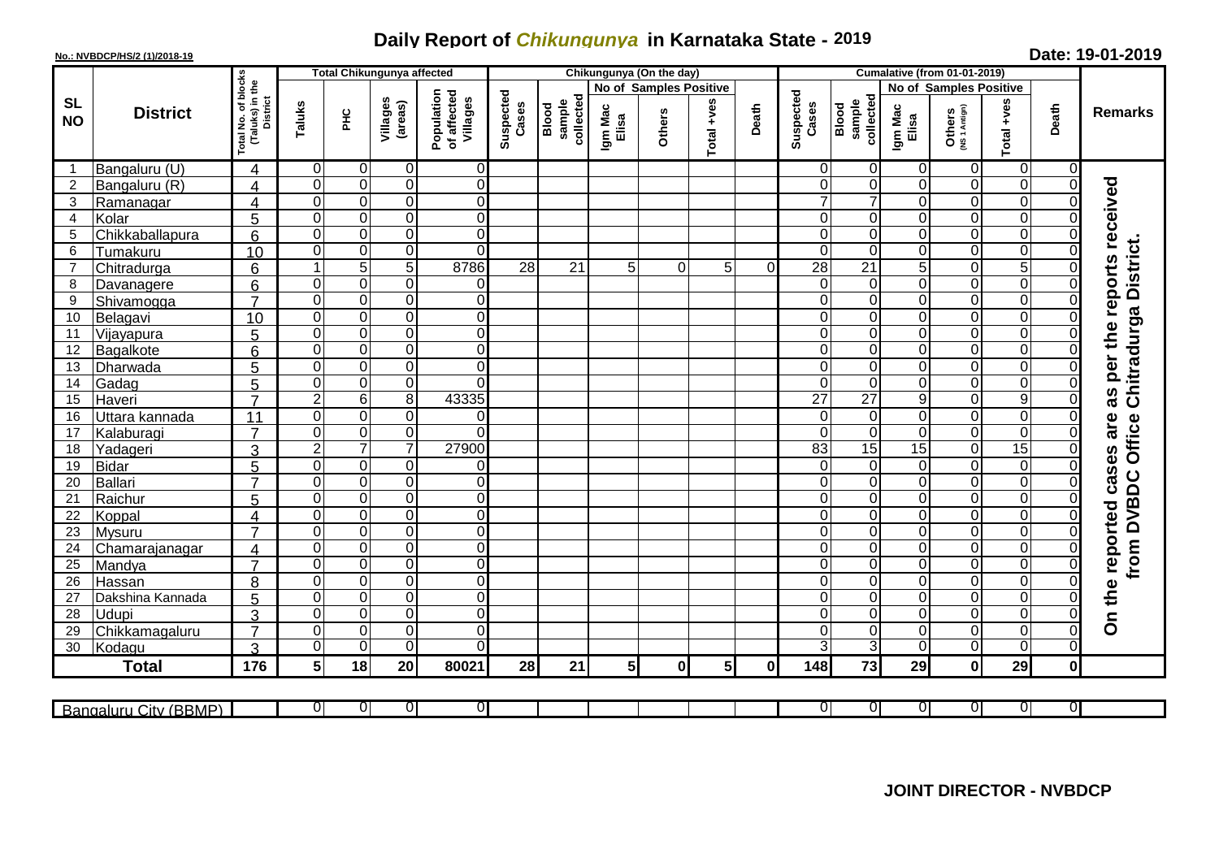# Daily Report of *Chikungunya* in Karnataka State - 2019

**No.: NVBDCP/HS/2 (1)/2018-19** **Date: 19-01-2019**

| SL NO | District | Total No. of blocks (Taluks) in the District | Total Chikungunya affected | | | | Chikungunya (On the day) | | | | | | | Cumalative (from 01-01-2019) | | | | | | | Remarks |
|---|---|---|---|---|---|---|---|---|---|---|---|---|---|---|---|---|---|---|---|---|---|
| | | | Taluks | PHC | Villages (areas) | Population of affected Villages | Suspected Cases | Blood sample collected | No of Samples Positive | | | Death | Suspected Cases | Blood sample collected | No of Samples Positive | | | Death | |
| | | | | | | | | | Igm Mac Elisa | Others | Total +ves | | | | Igm Mac Elisa | Others (NS1 Antign) | Total +ves | | |
| 1 | Bangaluru (U) | 4 | 0 | 0 | 0 | 0 | | | | | | | 0 | 0 | 0 | 0 | 0 | 0 | On the reported cases are as per the reports received from DVBDC Office Chitradurga District. |
| 2 | Bangaluru (R) | 4 | 0 | 0 | 0 | 0 | | | | | | | 0 | 0 | 0 | 0 | 0 | 0 | |
| 3 | Ramanagar | 4 | 0 | 0 | 0 | 0 | | | | | | | 7 | 7 | 0 | 0 | 0 | 0 | |
| 4 | Kolar | 5 | 0 | 0 | 0 | 0 | | | | | | | 0 | 0 | 0 | 0 | 0 | 0 | |
| 5 | Chikkaballapura | 6 | 0 | 0 | 0 | 0 | | | | | | | 0 | 0 | 0 | 0 | 0 | 0 | |
| 6 | Tumakuru | 10 | 0 | 0 | 0 | 0 | | | | | | | 0 | 0 | 0 | 0 | 0 | 0 | |
| 7 | Chitradurga | 6 | 1 | 5 | 5 | 8786 | 28 | 21 | 5 | 0 | 5 | 0 | 28 | 21 | 5 | 0 | 5 | 0 | |
| 8 | Davanagere | 6 | 0 | 0 | 0 | 0 | | | | | | | 0 | 0 | 0 | 0 | 0 | 0 | |
| 9 | Shivamogga | 7 | 0 | 0 | 0 | 0 | | | | | | | 0 | 0 | 0 | 0 | 0 | 0 | |
| 10 | Belagavi | 10 | 0 | 0 | 0 | 0 | | | | | | | 0 | 0 | 0 | 0 | 0 | 0 | |
| 11 | Vijayapura | 5 | 0 | 0 | 0 | 0 | | | | | | | 0 | 0 | 0 | 0 | 0 | 0 | |
| 12 | Bagalkote | 6 | 0 | 0 | 0 | 0 | | | | | | | 0 | 0 | 0 | 0 | 0 | 0 | |
| 13 | Dharwada | 5 | 0 | 0 | 0 | 0 | | | | | | | 0 | 0 | 0 | 0 | 0 | 0 | |
| 14 | Gadag | 5 | 0 | 0 | 0 | 0 | | | | | | | 0 | 0 | 0 | 0 | 0 | 0 | |
| 15 | Haveri | 7 | 2 | 6 | 8 | 43335 | | | | | | | 27 | 27 | 9 | 0 | 9 | 0 | |
| 16 | Uttara kannada | 11 | 0 | 0 | 0 | 0 | | | | | | | 0 | 0 | 0 | 0 | 0 | 0 | |
| 17 | Kalaburagi | 7 | 0 | 0 | 0 | 0 | | | | | | | 0 | 0 | 0 | 0 | 0 | 0 | |
| 18 | Yadageri | 3 | 2 | 7 | 7 | 27900 | | | | | | | 83 | 15 | 15 | 0 | 15 | 0 | |
| 19 | Bidar | 5 | 0 | 0 | 0 | 0 | | | | | | | 0 | 0 | 0 | 0 | 0 | 0 | |
| 20 | Ballari | 7 | 0 | 0 | 0 | 0 | | | | | | | 0 | 0 | 0 | 0 | 0 | 0 | |
| 21 | Raichur | 5 | 0 | 0 | 0 | 0 | | | | | | | 0 | 0 | 0 | 0 | 0 | 0 | |
| 22 | Koppal | 4 | 0 | 0 | 0 | 0 | | | | | | | 0 | 0 | 0 | 0 | 0 | 0 | |
| 23 | Mysuru | 7 | 0 | 0 | 0 | 0 | | | | | | | 0 | 0 | 0 | 0 | 0 | 0 | |
| 24 | Chamarajanagar | 4 | 0 | 0 | 0 | 0 | | | | | | | 0 | 0 | 0 | 0 | 0 | 0 | |
| 25 | Mandya | 7 | 0 | 0 | 0 | 0 | | | | | | | 0 | 0 | 0 | 0 | 0 | 0 | |
| 26 | Hassan | 8 | 0 | 0 | 0 | 0 | | | | | | | 0 | 0 | 0 | 0 | 0 | 0 | |
| 27 | Dakshina Kannada | 5 | 0 | 0 | 0 | 0 | | | | | | | 0 | 0 | 0 | 0 | 0 | 0 | |
| 28 | Udupi | 3 | 0 | 0 | 0 | 0 | | | | | | | 0 | 0 | 0 | 0 | 0 | 0 | |
| 29 | Chikkamagaluru | 7 | 0 | 0 | 0 | 0 | | | | | | | 0 | 0 | 0 | 0 | 0 | 0 | |
| 30 | Kodagu | 3 | 0 | 0 | 0 | 0 | | | | | | | 3 | 3 | 0 | 0 | 0 | 0 | |
| | **Total** | **176** | **5** | **18** | **20** | **80021** | **28** | **21** | **5** | **0** | **5** | **0** | **148** | **73** | **29** | **0** | **29** | **0** | |

| | | | | | | | | | | | | | | | | | | | | |
|---|---|---|---|---|---|---|---|---|---|---|---|---|---|---|---|---|---|---|---|---|
| Bangaluru City (BBMP) | | 0 | 0 | 0 | 0 | | | | | | | 0 | 0 | 0 | 0 | 0 | 0 | |

**JOINT DIRECTOR - NVBDCP**